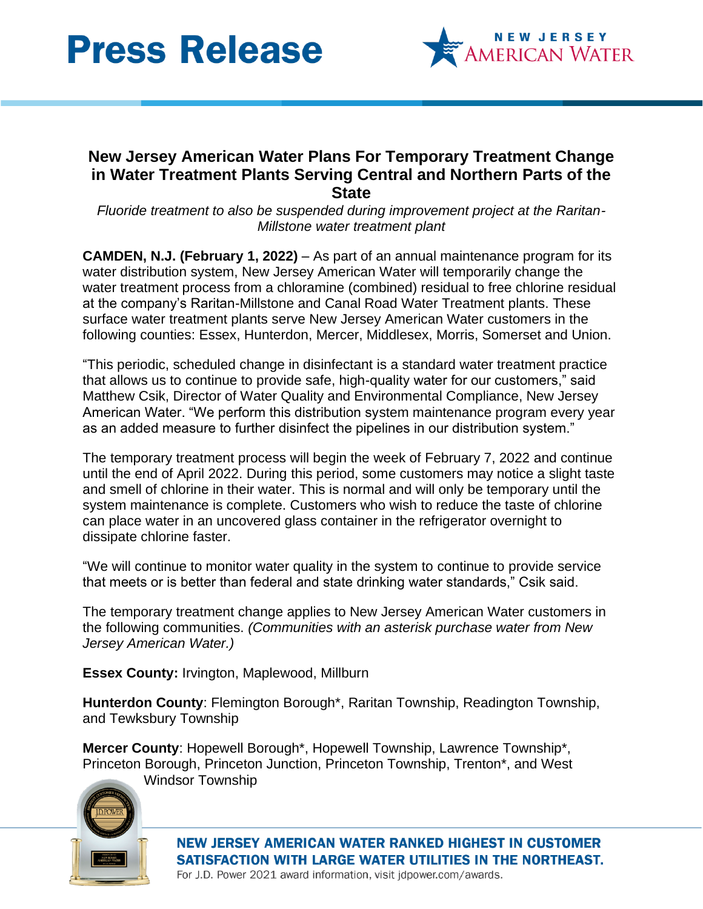# Press Release

## New Jersey American Water Plans For Temporary Treatment Change in Water Treatment Plants Serving Central and Northern Parts of the State

*Fluoride treatment to also be suspended during improvement project at the Raritan-Millstone water treatment plant*

**CAMDEN, N.J. (February 1, 2022)** – As part of an annual maintenance program for its water distribution system, New Jersey American Water will temporarily change the water treatment process from a chloramine (combined) residual to free chlorine residual at the company's Raritan-Millstone and Canal Road Water Treatment plants. These surface water treatment plants serve New Jersey American Water customers in the following counties: Essex, Hunterdon, Mercer, Middlesex, Morris, Somerset and Union.

"This periodic, scheduled change in disinfectant is a standard water treatment practice that allows us to continue to provide safe, high-quality water for our customers," said Matthew Csik, Director of Water Quality and Environmental Compliance, New Jersey American Water. "We perform this distribution system maintenance program every year as an added measure to further disinfect the pipelines in our distribution system."

The temporary treatment process will begin the week of February 7, 2022 and continue until the end of April 2022. During this period, some customers may notice a slight taste and smell of chlorine in their water. This is normal and will only be temporary until the system maintenance is complete. Customers who wish to reduce the taste of chlorine can place water in an uncovered glass container in the refrigerator overnight to dissipate chlorine faster.

"We will continue to monitor water quality in the system to continue to provide service that meets or is better than federal and state drinking water standards," Csik said.

The temporary treatment change applies to New Jersey American Water customers in the following communities. *(Communities with an asterisk purchase water from New Jersey American Water.)*

**Essex County:** Irvington, Maplewood, Millburn

**Hunterdon County**: Flemington Borough*, Raritan Township, Readington Township, and Tewksbury Township

**Mercer County**: Hopewell Borough*, Hopewell Township, Lawrence Township*, Princeton Borough, Princeton Junction, Princeton Township, Trenton*, and West Windsor Township

**NEW JERSEY AMERICAN WATER RANKED HIGHEST IN CUSTOMER SATISFACTION WITH LARGE WATER UTILITIES IN THE NORTHEAST.**
For J.D. Power 2021 award information, visit jdpower.com/awards.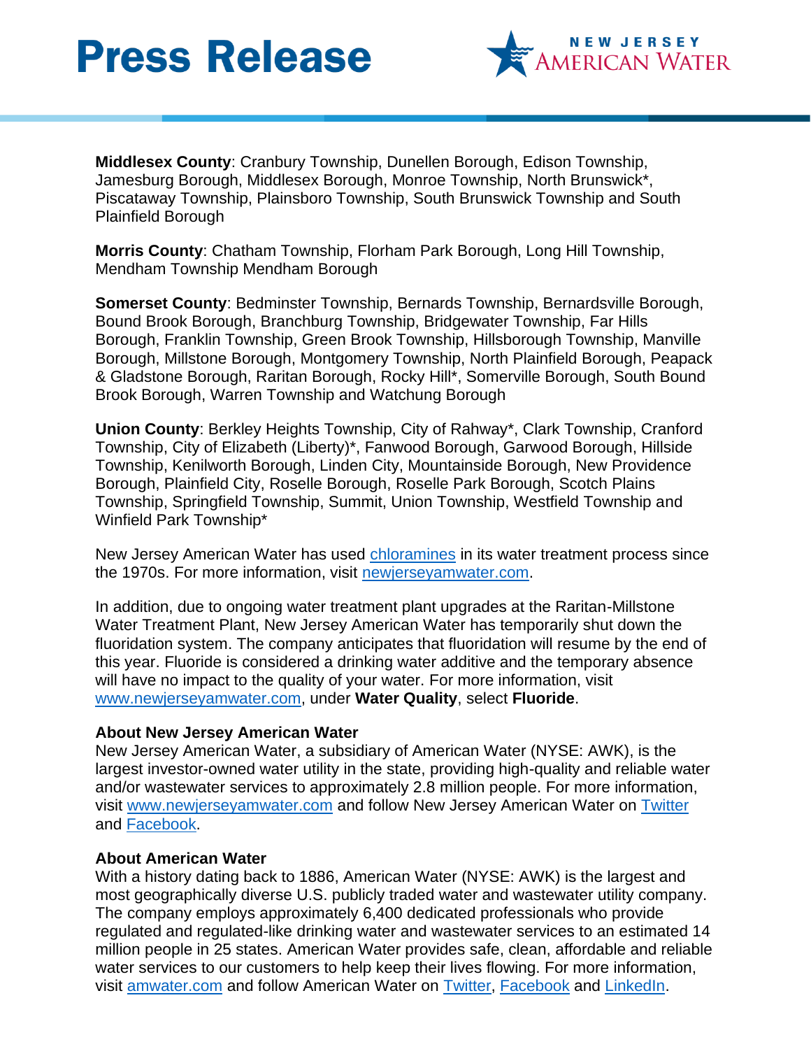**Middlesex County**: Cranbury Township, Dunellen Borough, Edison Township, Jamesburg Borough, Middlesex Borough, Monroe Township, North Brunswick*, Piscataway Township, Plainsboro Township, South Brunswick Township and South Plainfield Borough

**Morris County**: Chatham Township, Florham Park Borough, Long Hill Township, Mendham Township Mendham Borough

**Somerset County**: Bedminster Township, Bernards Township, Bernardsville Borough, Bound Brook Borough, Branchburg Township, Bridgewater Township, Far Hills Borough, Franklin Township, Green Brook Township, Hillsborough Township, Manville Borough, Millstone Borough, Montgomery Township, North Plainfield Borough, Peapack & Gladstone Borough, Raritan Borough, Rocky Hill*, Somerville Borough, South Bound Brook Borough, Warren Township and Watchung Borough

**Union County**: Berkley Heights Township, City of Rahway*, Clark Township, Cranford Township, City of Elizabeth (Liberty)*, Fanwood Borough, Garwood Borough, Hillside Township, Kenilworth Borough, Linden City, Mountainside Borough, New Providence Borough, Plainfield City, Roselle Borough, Roselle Park Borough, Scotch Plains Township, Springfield Township, Summit, Union Township, Westfield Township and Winfield Park Township*

New Jersey American Water has used chloramines in its water treatment process since the 1970s. For more information, visit newjerseyamwater.com.

In addition, due to ongoing water treatment plant upgrades at the Raritan-Millstone Water Treatment Plant, New Jersey American Water has temporarily shut down the fluoridation system. The company anticipates that fluoridation will resume by the end of this year. Fluoride is considered a drinking water additive and the temporary absence will have no impact to the quality of your water. For more information, visit www.newjerseyamwater.com, under **Water Quality**, select **Fluoride**.

**About New Jersey American Water**
New Jersey American Water, a subsidiary of American Water (NYSE: AWK), is the largest investor-owned water utility in the state, providing high-quality and reliable water and/or wastewater services to approximately 2.8 million people. For more information, visit www.newjerseyamwater.com and follow New Jersey American Water on Twitter and Facebook.

**About American Water**
With a history dating back to 1886, American Water (NYSE: AWK) is the largest and most geographically diverse U.S. publicly traded water and wastewater utility company. The company employs approximately 6,400 dedicated professionals who provide regulated and regulated-like drinking water and wastewater services to an estimated 14 million people in 25 states. American Water provides safe, clean, affordable and reliable water services to our customers to help keep their lives flowing. For more information, visit amwater.com and follow American Water on Twitter, Facebook and LinkedIn.